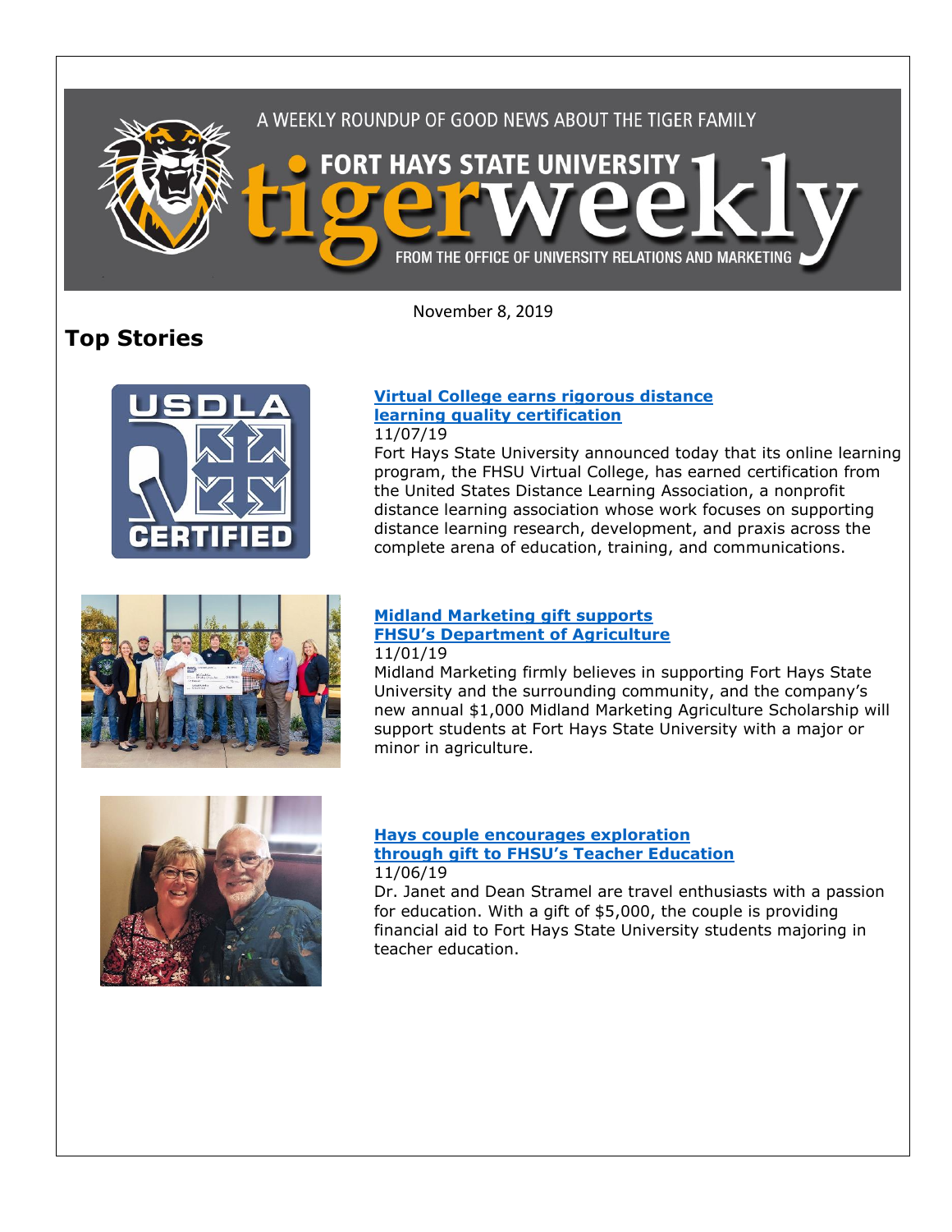A WEEKLY ROUNDUP OF GOOD NEWS ABOUT THE TIGER FAMILY

FORT HAYS STATE UNIVERSITY

# tigerweekly

FROM THE OFFICE OF UNIVERSITY RELATIONS AND MARKETING

November 8, 2019

## Top Stories

### [Virtual College earns rigorous distance learning quality certification]()

11/07/19

Fort Hays State University announced today that its online learning program, the FHSU Virtual College, has earned certification from the United States Distance Learning Association, a nonprofit distance learning association whose work focuses on supporting distance learning research, development, and praxis across the complete arena of education, training, and communications.

### [Midland Marketing gift supports FHSU's Department of Agriculture]()

11/01/19

Midland Marketing firmly believes in supporting Fort Hays State University and the surrounding community, and the company's new annual $1,000 Midland Marketing Agriculture Scholarship will support students at Fort Hays State University with a major or minor in agriculture.

### [Hays couple encourages exploration through gift to FHSU's Teacher Education]()

11/06/19

Dr. Janet and Dean Stramel are travel enthusiasts with a passion for education. With a gift of $5,000, the couple is providing financial aid to Fort Hays State University students majoring in teacher education.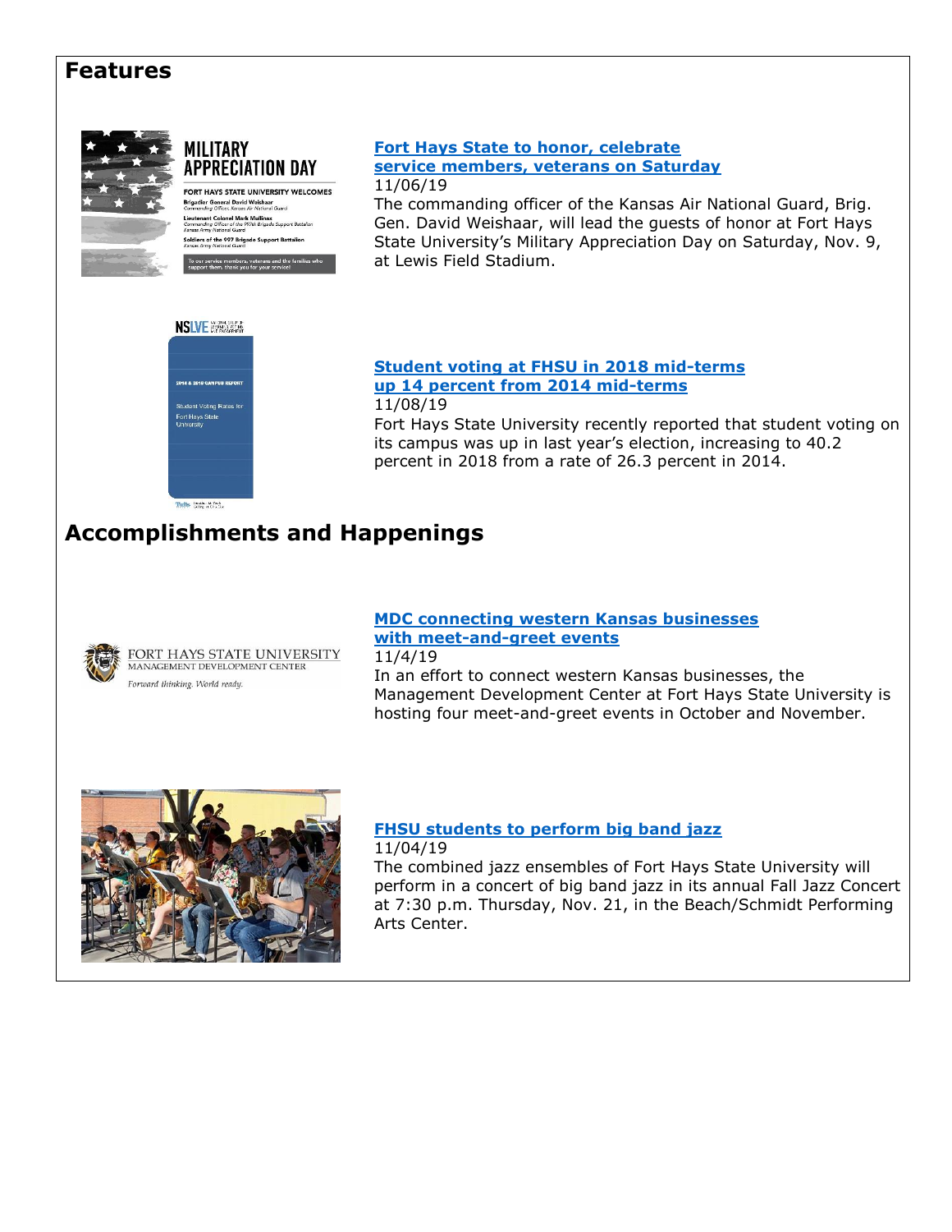## Features

**Fort Hays State to honor, celebrate service members, veterans on Saturday**
11/06/19
The commanding officer of the Kansas Air National Guard, Brig. Gen. David Weishaar, will lead the guests of honor at Fort Hays State University's Military Appreciation Day on Saturday, Nov. 9, at Lewis Field Stadium.

**Student voting at FHSU in 2018 mid-terms up 14 percent from 2014 mid-terms**
11/08/19
Fort Hays State University recently reported that student voting on its campus was up in last year's election, increasing to 40.2 percent in 2018 from a rate of 26.3 percent in 2014.

## Accomplishments and Happenings

**MDC connecting western Kansas businesses with meet-and-greet events**
11/4/19
In an effort to connect western Kansas businesses, the Management Development Center at Fort Hays State University is hosting four meet-and-greet events in October and November.

**FHSU students to perform big band jazz**
11/04/19
The combined jazz ensembles of Fort Hays State University will perform in a concert of big band jazz in its annual Fall Jazz Concert at 7:30 p.m. Thursday, Nov. 21, in the Beach/Schmidt Performing Arts Center.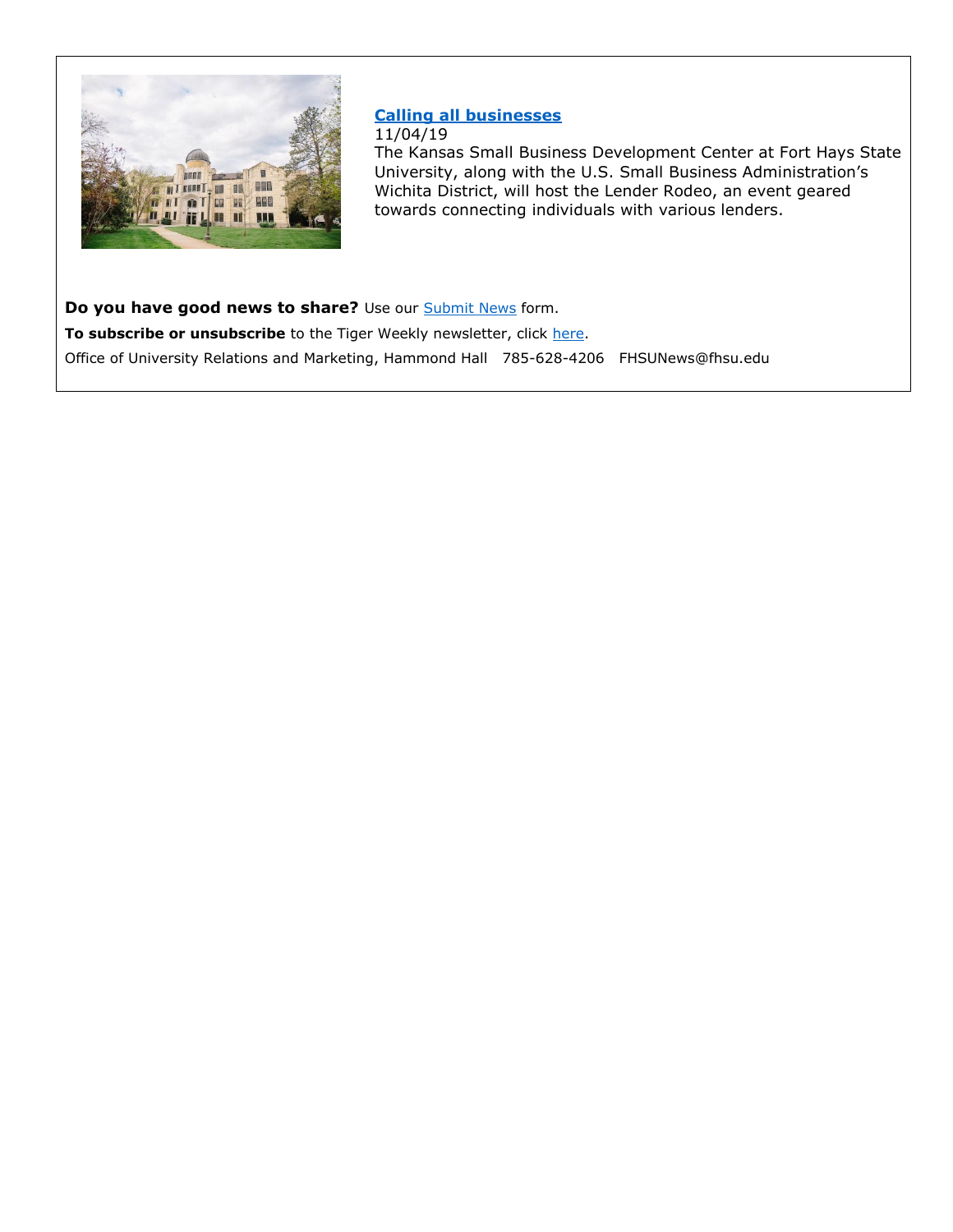### [Calling all businesses]

11/04/19

The Kansas Small Business Development Center at Fort Hays State University, along with the U.S. Small Business Administration's Wichita District, will host the Lender Rodeo, an event geared towards connecting individuals with various lenders.

**Do you have good news to share?** Use our Submit News form.

**To subscribe or unsubscribe** to the Tiger Weekly newsletter, click here.

Office of University Relations and Marketing, Hammond Hall 785-628-4206 FHSUNews@fhsu.edu